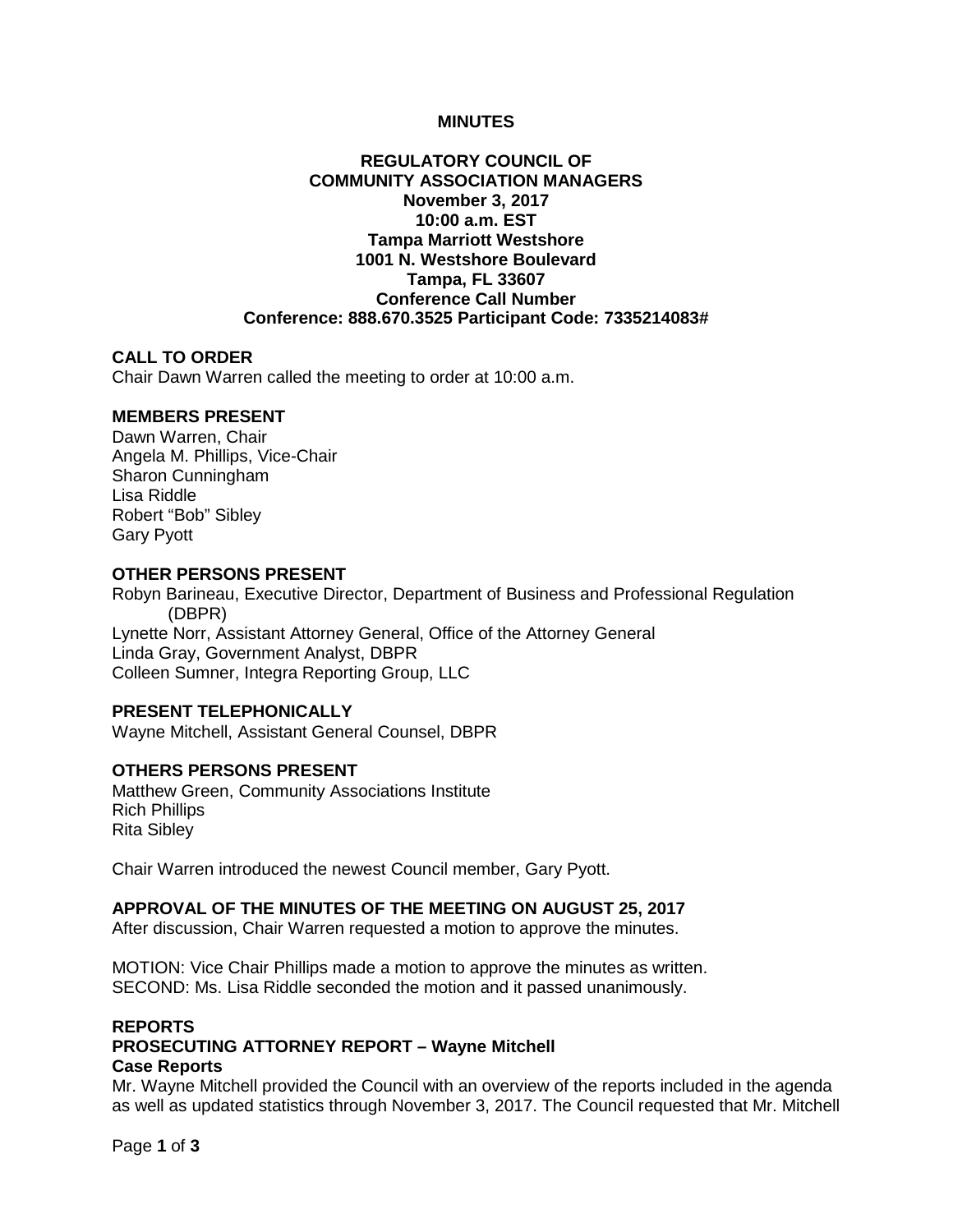# MINUTES

## REGULATORY COUNCIL OF COMMUNITY ASSOCIATION MANAGERS

**November 3, 2017**
**10:00 a.m. EST**
**Tampa Marriott Westshore**
**1001 N. Westshore Boulevard**
**Tampa, FL 33607**
**Conference Call Number**
**Conference: 888.670.3525 Participant Code: 7335214083#**

### CALL TO ORDER

Chair Dawn Warren called the meeting to order at 10:00 a.m.

### MEMBERS PRESENT

Dawn Warren, Chair
Angela M. Phillips, Vice-Chair
Sharon Cunningham
Lisa Riddle
Robert "Bob" Sibley
Gary Pyott

### OTHER PERSONS PRESENT

Robyn Barineau, Executive Director, Department of Business and Professional Regulation (DBPR)
Lynette Norr, Assistant Attorney General, Office of the Attorney General
Linda Gray, Government Analyst, DBPR
Colleen Sumner, Integra Reporting Group, LLC

### PRESENT TELEPHONICALLY

Wayne Mitchell, Assistant General Counsel, DBPR

### OTHERS PERSONS PRESENT

Matthew Green, Community Associations Institute
Rich Phillips
Rita Sibley

Chair Warren introduced the newest Council member, Gary Pyott.

### APPROVAL OF THE MINUTES OF THE MEETING ON AUGUST 25, 2017

After discussion, Chair Warren requested a motion to approve the minutes.

MOTION: Vice Chair Phillips made a motion to approve the minutes as written.
SECOND: Ms. Lisa Riddle seconded the motion and it passed unanimously.

### REPORTS

### PROSECUTING ATTORNEY REPORT – Wayne Mitchell

**Case Reports**

Mr. Wayne Mitchell provided the Council with an overview of the reports included in the agenda as well as updated statistics through November 3, 2017. The Council requested that Mr. Mitchell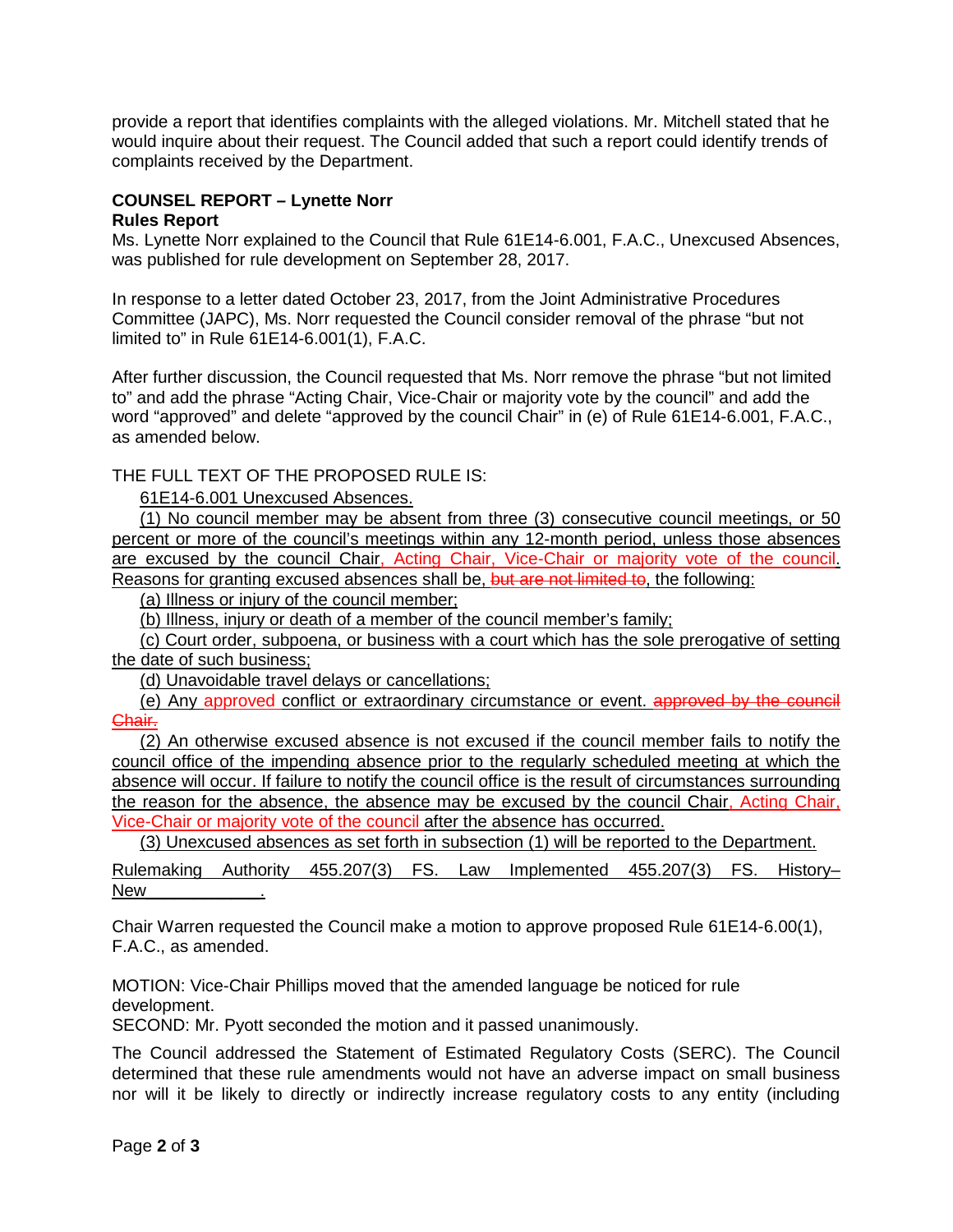provide a report that identifies complaints with the alleged violations. Mr. Mitchell stated that he would inquire about their request. The Council added that such a report could identify trends of complaints received by the Department.

**COUNSEL REPORT – Lynette Norr**
**Rules Report**

Ms. Lynette Norr explained to the Council that Rule 61E14-6.001, F.A.C., Unexcused Absences, was published for rule development on September 28, 2017.

In response to a letter dated October 23, 2017, from the Joint Administrative Procedures Committee (JAPC), Ms. Norr requested the Council consider removal of the phrase "but not limited to" in Rule 61E14-6.001(1), F.A.C.

After further discussion, the Council requested that Ms. Norr remove the phrase "but not limited to" and add the phrase "Acting Chair, Vice-Chair or majority vote by the council" and add the word "approved" and delete "approved by the council Chair" in (e) of Rule 61E14-6.001, F.A.C., as amended below.

THE FULL TEXT OF THE PROPOSED RULE IS:

61E14-6.001 Unexcused Absences.

(1) No council member may be absent from three (3) consecutive council meetings, or 50 percent or more of the council's meetings within any 12-month period, unless those absences are excused by the council Chair, Acting Chair, Vice-Chair or majority vote of the council. Reasons for granting excused absences shall be, ~~but are not limited to~~, the following:

(a) Illness or injury of the council member;

(b) Illness, injury or death of a member of the council member's family;

(c) Court order, subpoena, or business with a court which has the sole prerogative of setting the date of such business;

(d) Unavoidable travel delays or cancellations;

(e) Any approved conflict or extraordinary circumstance or event. ~~approved by the council Chair.~~

(2) An otherwise excused absence is not excused if the council member fails to notify the council office of the impending absence prior to the regularly scheduled meeting at which the absence will occur. If failure to notify the council office is the result of circumstances surrounding the reason for the absence, the absence may be excused by the council Chair, Acting Chair, Vice-Chair or majority vote of the council after the absence has occurred.

(3) Unexcused absences as set forth in subsection (1) will be reported to the Department.

Rulemaking Authority 455.207(3) FS. Law Implemented 455.207(3) FS. History–New ____________.

Chair Warren requested the Council make a motion to approve proposed Rule 61E14-6.00(1), F.A.C., as amended.

MOTION: Vice-Chair Phillips moved that the amended language be noticed for rule development.
SECOND: Mr. Pyott seconded the motion and it passed unanimously.

The Council addressed the Statement of Estimated Regulatory Costs (SERC). The Council determined that these rule amendments would not have an adverse impact on small business nor will it be likely to directly or indirectly increase regulatory costs to any entity (including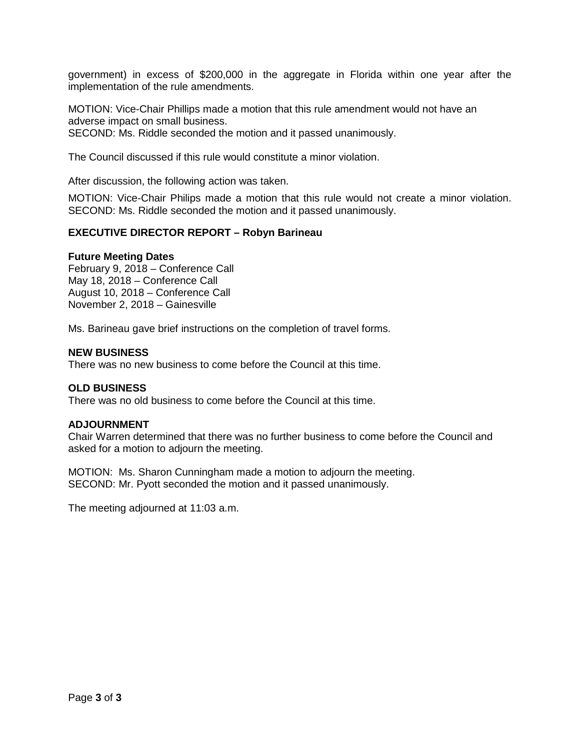government) in excess of $200,000 in the aggregate in Florida within one year after the implementation of the rule amendments.

MOTION: Vice-Chair Phillips made a motion that this rule amendment would not have an adverse impact on small business.
SECOND: Ms. Riddle seconded the motion and it passed unanimously.

The Council discussed if this rule would constitute a minor violation.

After discussion, the following action was taken.

MOTION: Vice-Chair Philips made a motion that this rule would not create a minor violation.
SECOND: Ms. Riddle seconded the motion and it passed unanimously.

### EXECUTIVE DIRECTOR REPORT – Robyn Barineau

**Future Meeting Dates**
February 9, 2018 – Conference Call
May 18, 2018 – Conference Call
August 10, 2018 – Conference Call
November 2, 2018 – Gainesville

Ms. Barineau gave brief instructions on the completion of travel forms.

### NEW BUSINESS

There was no new business to come before the Council at this time.

### OLD BUSINESS

There was no old business to come before the Council at this time.

### ADJOURNMENT

Chair Warren determined that there was no further business to come before the Council and asked for a motion to adjourn the meeting.

MOTION: Ms. Sharon Cunningham made a motion to adjourn the meeting.
SECOND: Mr. Pyott seconded the motion and it passed unanimously.

The meeting adjourned at 11:03 a.m.